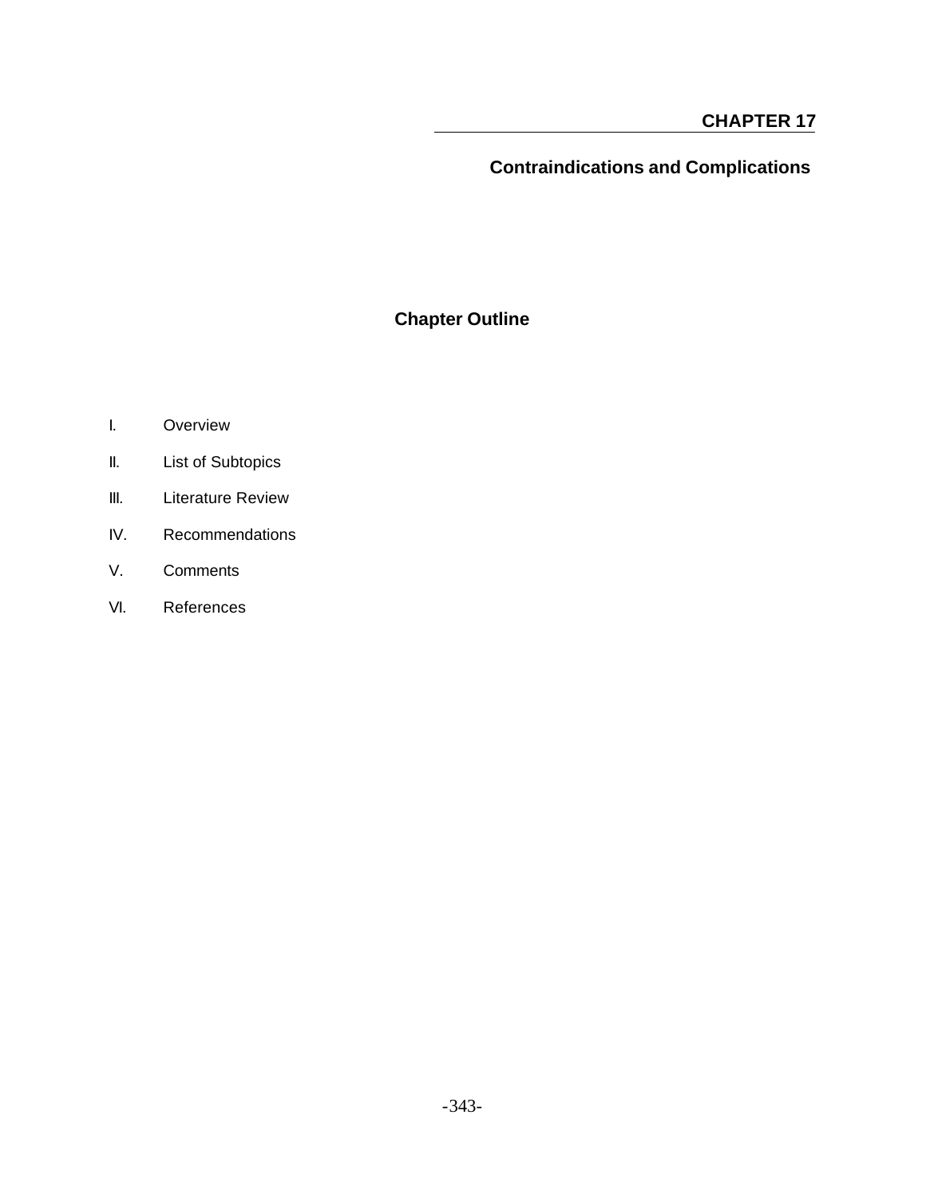# CHAPTER 17

## Contraindications and Complications

### Chapter Outline

I. Overview

II. List of Subtopics

III. Literature Review

IV. Recommendations

V. Comments

VI. References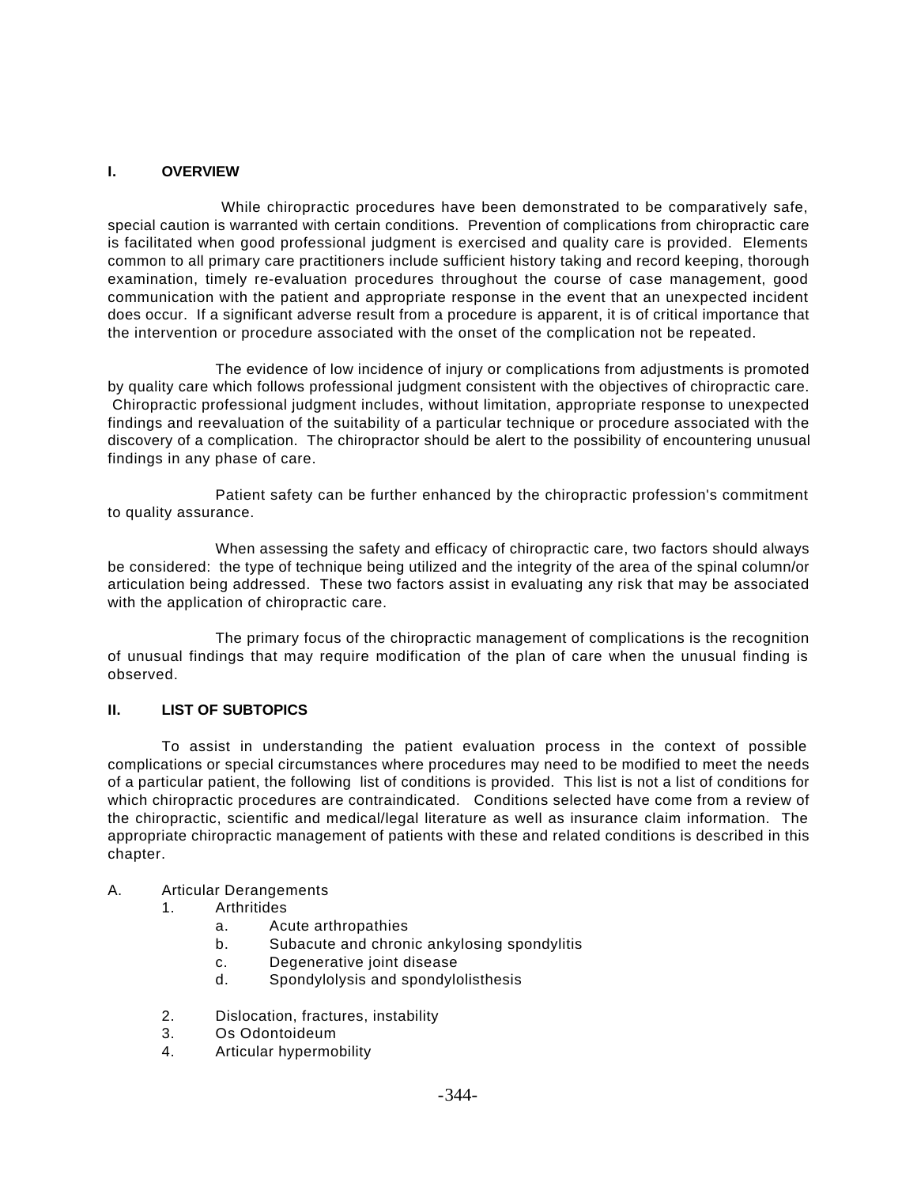## I. OVERVIEW

While chiropractic procedures have been demonstrated to be comparatively safe, special caution is warranted with certain conditions. Prevention of complications from chiropractic care is facilitated when good professional judgment is exercised and quality care is provided. Elements common to all primary care practitioners include sufficient history taking and record keeping, thorough examination, timely re-evaluation procedures throughout the course of case management, good communication with the patient and appropriate response in the event that an unexpected incident does occur. If a significant adverse result from a procedure is apparent, it is of critical importance that the intervention or procedure associated with the onset of the complication not be repeated.

The evidence of low incidence of injury or complications from adjustments is promoted by quality care which follows professional judgment consistent with the objectives of chiropractic care. Chiropractic professional judgment includes, without limitation, appropriate response to unexpected findings and reevaluation of the suitability of a particular technique or procedure associated with the discovery of a complication. The chiropractor should be alert to the possibility of encountering unusual findings in any phase of care.

Patient safety can be further enhanced by the chiropractic profession's commitment to quality assurance.

When assessing the safety and efficacy of chiropractic care, two factors should always be considered: the type of technique being utilized and the integrity of the area of the spinal column/or articulation being addressed. These two factors assist in evaluating any risk that may be associated with the application of chiropractic care.

The primary focus of the chiropractic management of complications is the recognition of unusual findings that may require modification of the plan of care when the unusual finding is observed.

## II. LIST OF SUBTOPICS

To assist in understanding the patient evaluation process in the context of possible complications or special circumstances where procedures may need to be modified to meet the needs of a particular patient, the following list of conditions is provided. This list is not a list of conditions for which chiropractic procedures are contraindicated. Conditions selected have come from a review of the chiropractic, scientific and medical/legal literature as well as insurance claim information. The appropriate chiropractic management of patients with these and related conditions is described in this chapter.

A. Articular Derangements
   1. Arthritides
      a. Acute arthropathies
      b. Subacute and chronic ankylosing spondylitis
      c. Degenerative joint disease
      d. Spondylolysis and spondylolisthesis

   2. Dislocation, fractures, instability
   3. Os Odontoideum
   4. Articular hypermobility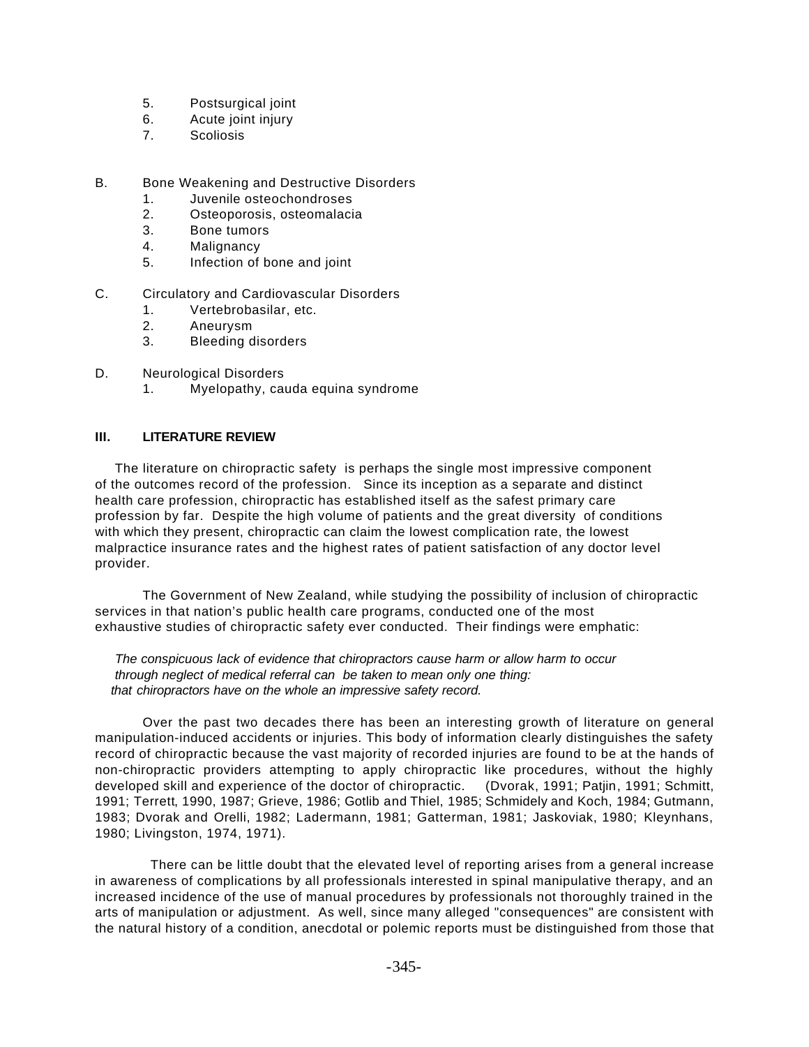5. Postsurgical joint
6. Acute joint injury
7. Scoliosis

B. Bone Weakening and Destructive Disorders
   1. Juvenile osteochondroses
   2. Osteoporosis, osteomalacia
   3. Bone tumors
   4. Malignancy
   5. Infection of bone and joint

C. Circulatory and Cardiovascular Disorders
   1. Vertebrobasilar, etc.
   2. Aneurysm
   3. Bleeding disorders

D. Neurological Disorders
   1. Myelopathy, cauda equina syndrome

## III. LITERATURE REVIEW

The literature on chiropractic safety is perhaps the single most impressive component of the outcomes record of the profession. Since its inception as a separate and distinct health care profession, chiropractic has established itself as the safest primary care profession by far. Despite the high volume of patients and the great diversity of conditions with which they present, chiropractic can claim the lowest complication rate, the lowest malpractice insurance rates and the highest rates of patient satisfaction of any doctor level provider.

The Government of New Zealand, while studying the possibility of inclusion of chiropractic services in that nation's public health care programs, conducted one of the most exhaustive studies of chiropractic safety ever conducted. Their findings were emphatic:

> *The conspicuous lack of evidence that chiropractors cause harm or allow harm to occur through neglect of medical referral can be taken to mean only one thing: that chiropractors have on the whole an impressive safety record.*

Over the past two decades there has been an interesting growth of literature on general manipulation-induced accidents or injuries. This body of information clearly distinguishes the safety record of chiropractic because the vast majority of recorded injuries are found to be at the hands of non-chiropractic providers attempting to apply chiropractic like procedures, without the highly developed skill and experience of the doctor of chiropractic. (Dvorak, 1991; Patjin, 1991; Schmitt, 1991; Terrett, 1990, 1987; Grieve, 1986; Gotlib and Thiel, 1985; Schmidely and Koch, 1984; Gutmann, 1983; Dvorak and Orelli, 1982; Ladermann, 1981; Gatterman, 1981; Jaskoviak, 1980; Kleynhans, 1980; Livingston, 1974, 1971).

There can be little doubt that the elevated level of reporting arises from a general increase in awareness of complications by all professionals interested in spinal manipulative therapy, and an increased incidence of the use of manual procedures by professionals not thoroughly trained in the arts of manipulation or adjustment. As well, since many alleged "consequences" are consistent with the natural history of a condition, anecdotal or polemic reports must be distinguished from those that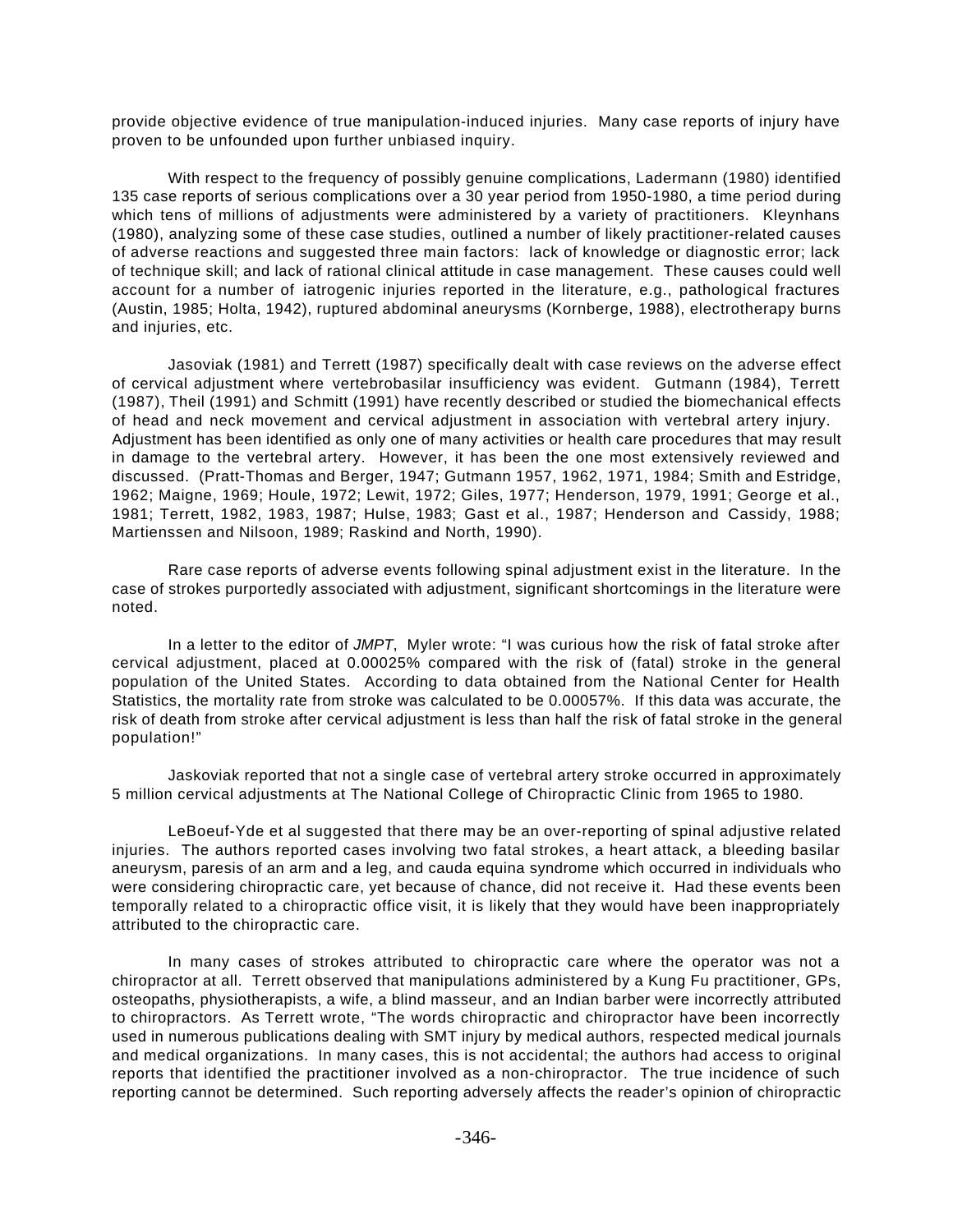provide objective evidence of true manipulation-induced injuries. Many case reports of injury have proven to be unfounded upon further unbiased inquiry.

With respect to the frequency of possibly genuine complications, Ladermann (1980) identified 135 case reports of serious complications over a 30 year period from 1950-1980, a time period during which tens of millions of adjustments were administered by a variety of practitioners. Kleynhans (1980), analyzing some of these case studies, outlined a number of likely practitioner-related causes of adverse reactions and suggested three main factors: lack of knowledge or diagnostic error; lack of technique skill; and lack of rational clinical attitude in case management. These causes could well account for a number of iatrogenic injuries reported in the literature, e.g., pathological fractures (Austin, 1985; Holta, 1942), ruptured abdominal aneurysms (Kornberge, 1988), electrotherapy burns and injuries, etc.

Jasoviak (1981) and Terrett (1987) specifically dealt with case reviews on the adverse effect of cervical adjustment where vertebrobasilar insufficiency was evident. Gutmann (1984), Terrett (1987), Theil (1991) and Schmitt (1991) have recently described or studied the biomechanical effects of head and neck movement and cervical adjustment in association with vertebral artery injury. Adjustment has been identified as only one of many activities or health care procedures that may result in damage to the vertebral artery. However, it has been the one most extensively reviewed and discussed. (Pratt-Thomas and Berger, 1947; Gutmann 1957, 1962, 1971, 1984; Smith and Estridge, 1962; Maigne, 1969; Houle, 1972; Lewit, 1972; Giles, 1977; Henderson, 1979, 1991; George et al., 1981; Terrett, 1982, 1983, 1987; Hulse, 1983; Gast et al., 1987; Henderson and Cassidy, 1988; Martienssen and Nilsoon, 1989; Raskind and North, 1990).

Rare case reports of adverse events following spinal adjustment exist in the literature. In the case of strokes purportedly associated with adjustment, significant shortcomings in the literature were noted.

In a letter to the editor of *JMPT*, Myler wrote: "I was curious how the risk of fatal stroke after cervical adjustment, placed at 0.00025% compared with the risk of (fatal) stroke in the general population of the United States. According to data obtained from the National Center for Health Statistics, the mortality rate from stroke was calculated to be 0.00057%. If this data was accurate, the risk of death from stroke after cervical adjustment is less than half the risk of fatal stroke in the general population!"

Jaskoviak reported that not a single case of vertebral artery stroke occurred in approximately 5 million cervical adjustments at The National College of Chiropractic Clinic from 1965 to 1980.

LeBoeuf-Yde et al suggested that there may be an over-reporting of spinal adjustive related injuries. The authors reported cases involving two fatal strokes, a heart attack, a bleeding basilar aneurysm, paresis of an arm and a leg, and cauda equina syndrome which occurred in individuals who were considering chiropractic care, yet because of chance, did not receive it. Had these events been temporally related to a chiropractic office visit, it is likely that they would have been inappropriately attributed to the chiropractic care.

In many cases of strokes attributed to chiropractic care where the operator was not a chiropractor at all. Terrett observed that manipulations administered by a Kung Fu practitioner, GPs, osteopaths, physiotherapists, a wife, a blind masseur, and an Indian barber were incorrectly attributed to chiropractors. As Terrett wrote, "The words chiropractic and chiropractor have been incorrectly used in numerous publications dealing with SMT injury by medical authors, respected medical journals and medical organizations. In many cases, this is not accidental; the authors had access to original reports that identified the practitioner involved as a non-chiropractor. The true incidence of such reporting cannot be determined. Such reporting adversely affects the reader's opinion of chiropractic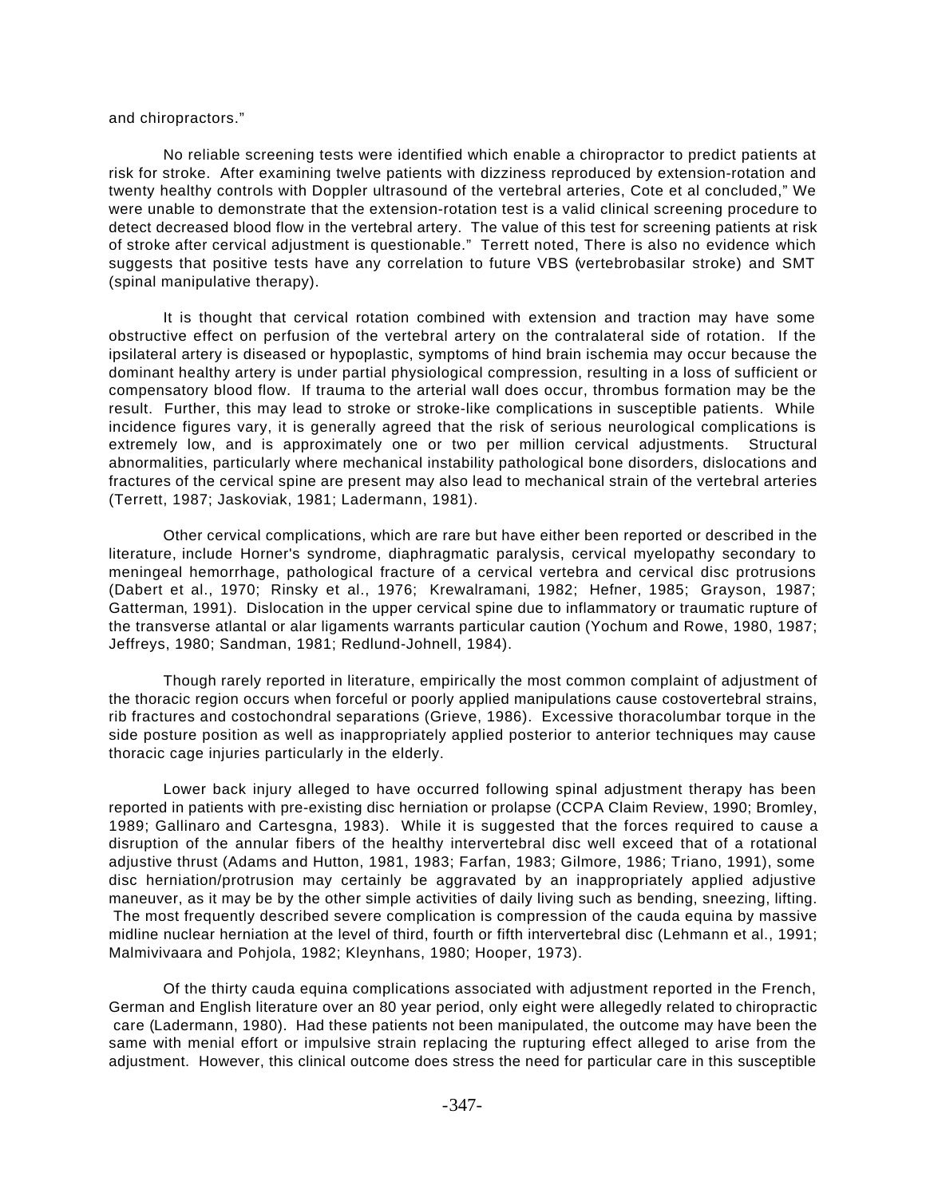and chiropractors."

No reliable screening tests were identified which enable a chiropractor to predict patients at risk for stroke. After examining twelve patients with dizziness reproduced by extension-rotation and twenty healthy controls with Doppler ultrasound of the vertebral arteries, Cote et al concluded," We were unable to demonstrate that the extension-rotation test is a valid clinical screening procedure to detect decreased blood flow in the vertebral artery. The value of this test for screening patients at risk of stroke after cervical adjustment is questionable." Terrett noted, There is also no evidence which suggests that positive tests have any correlation to future VBS (vertebrobasilar stroke) and SMT (spinal manipulative therapy).

It is thought that cervical rotation combined with extension and traction may have some obstructive effect on perfusion of the vertebral artery on the contralateral side of rotation. If the ipsilateral artery is diseased or hypoplastic, symptoms of hind brain ischemia may occur because the dominant healthy artery is under partial physiological compression, resulting in a loss of sufficient or compensatory blood flow. If trauma to the arterial wall does occur, thrombus formation may be the result. Further, this may lead to stroke or stroke-like complications in susceptible patients. While incidence figures vary, it is generally agreed that the risk of serious neurological complications is extremely low, and is approximately one or two per million cervical adjustments. Structural abnormalities, particularly where mechanical instability pathological bone disorders, dislocations and fractures of the cervical spine are present may also lead to mechanical strain of the vertebral arteries (Terrett, 1987; Jaskoviak, 1981; Ladermann, 1981).

Other cervical complications, which are rare but have either been reported or described in the literature, include Horner's syndrome, diaphragmatic paralysis, cervical myelopathy secondary to meningeal hemorrhage, pathological fracture of a cervical vertebra and cervical disc protrusions (Dabert et al., 1970; Rinsky et al., 1976; Krewalramani, 1982; Hefner, 1985; Grayson, 1987; Gatterman, 1991). Dislocation in the upper cervical spine due to inflammatory or traumatic rupture of the transverse atlantal or alar ligaments warrants particular caution (Yochum and Rowe, 1980, 1987; Jeffreys, 1980; Sandman, 1981; Redlund-Johnell, 1984).

Though rarely reported in literature, empirically the most common complaint of adjustment of the thoracic region occurs when forceful or poorly applied manipulations cause costovertebral strains, rib fractures and costochondral separations (Grieve, 1986). Excessive thoracolumbar torque in the side posture position as well as inappropriately applied posterior to anterior techniques may cause thoracic cage injuries particularly in the elderly.

Lower back injury alleged to have occurred following spinal adjustment therapy has been reported in patients with pre-existing disc herniation or prolapse (CCPA Claim Review, 1990; Bromley, 1989; Gallinaro and Cartesgna, 1983). While it is suggested that the forces required to cause a disruption of the annular fibers of the healthy intervertebral disc well exceed that of a rotational adjustive thrust (Adams and Hutton, 1981, 1983; Farfan, 1983; Gilmore, 1986; Triano, 1991), some disc herniation/protrusion may certainly be aggravated by an inappropriately applied adjustive maneuver, as it may be by the other simple activities of daily living such as bending, sneezing, lifting. The most frequently described severe complication is compression of the cauda equina by massive midline nuclear herniation at the level of third, fourth or fifth intervertebral disc (Lehmann et al., 1991; Malmivivaara and Pohjola, 1982; Kleynhans, 1980; Hooper, 1973).

Of the thirty cauda equina complications associated with adjustment reported in the French, German and English literature over an 80 year period, only eight were allegedly related to chiropractic care (Ladermann, 1980). Had these patients not been manipulated, the outcome may have been the same with menial effort or impulsive strain replacing the rupturing effect alleged to arise from the adjustment. However, this clinical outcome does stress the need for particular care in this susceptible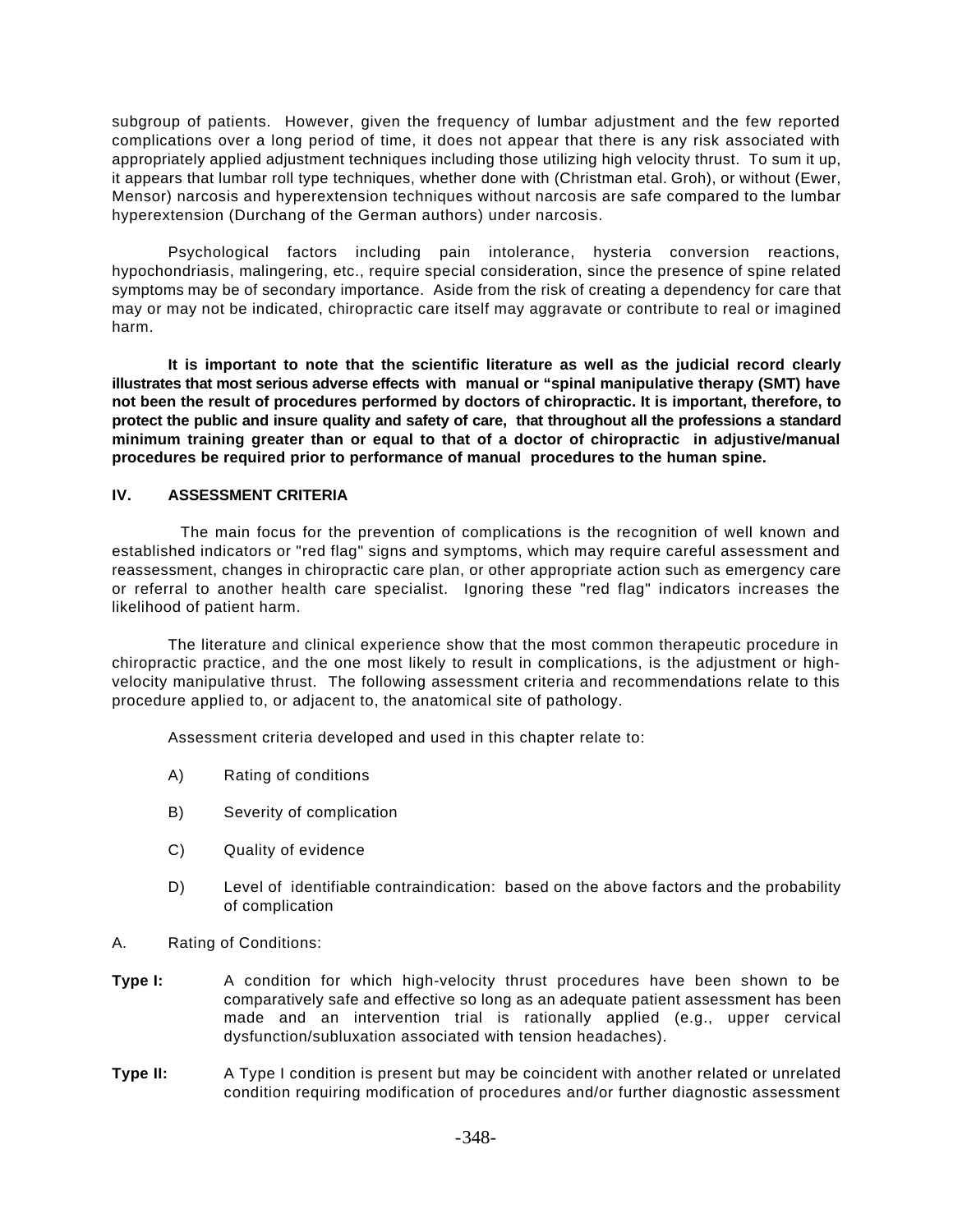subgroup of patients. However, given the frequency of lumbar adjustment and the few reported complications over a long period of time, it does not appear that there is any risk associated with appropriately applied adjustment techniques including those utilizing high velocity thrust. To sum it up, it appears that lumbar roll type techniques, whether done with (Christman etal. Groh), or without (Ewer, Mensor) narcosis and hyperextension techniques without narcosis are safe compared to the lumbar hyperextension (Durchang of the German authors) under narcosis.

Psychological factors including pain intolerance, hysteria conversion reactions, hypochondriasis, malingering, etc., require special consideration, since the presence of spine related symptoms may be of secondary importance. Aside from the risk of creating a dependency for care that may or may not be indicated, chiropractic care itself may aggravate or contribute to real or imagined harm.

**It is important to note that the scientific literature as well as the judicial record clearly illustrates that most serious adverse effects with manual or "spinal manipulative therapy (SMT) have not been the result of procedures performed by doctors of chiropractic. It is important, therefore, to protect the public and insure quality and safety of care, that throughout all the professions a standard minimum training greater than or equal to that of a doctor of chiropractic in adjustive/manual procedures be required prior to performance of manual procedures to the human spine.**

## IV. ASSESSMENT CRITERIA

The main focus for the prevention of complications is the recognition of well known and established indicators or "red flag" signs and symptoms, which may require careful assessment and reassessment, changes in chiropractic care plan, or other appropriate action such as emergency care or referral to another health care specialist. Ignoring these "red flag" indicators increases the likelihood of patient harm.

The literature and clinical experience show that the most common therapeutic procedure in chiropractic practice, and the one most likely to result in complications, is the adjustment or high-velocity manipulative thrust. The following assessment criteria and recommendations relate to this procedure applied to, or adjacent to, the anatomical site of pathology.

Assessment criteria developed and used in this chapter relate to:

A) Rating of conditions

B) Severity of complication

C) Quality of evidence

D) Level of identifiable contraindication: based on the above factors and the probability of complication

A. Rating of Conditions:

**Type I:** A condition for which high-velocity thrust procedures have been shown to be comparatively safe and effective so long as an adequate patient assessment has been made and an intervention trial is rationally applied (e.g., upper cervical dysfunction/subluxation associated with tension headaches).

**Type II:** A Type I condition is present but may be coincident with another related or unrelated condition requiring modification of procedures and/or further diagnostic assessment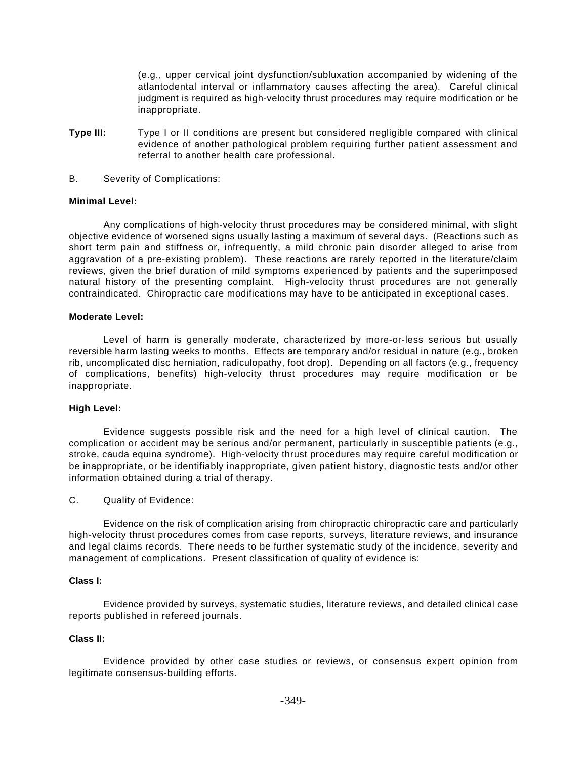(e.g., upper cervical joint dysfunction/subluxation accompanied by widening of the atlantodental interval or inflammatory causes affecting the area). Careful clinical judgment is required as high-velocity thrust procedures may require modification or be inappropriate.

**Type III:** Type I or II conditions are present but considered negligible compared with clinical evidence of another pathological problem requiring further patient assessment and referral to another health care professional.

B. Severity of Complications:

**Minimal Level:**

Any complications of high-velocity thrust procedures may be considered minimal, with slight objective evidence of worsened signs usually lasting a maximum of several days. (Reactions such as short term pain and stiffness or, infrequently, a mild chronic pain disorder alleged to arise from aggravation of a pre-existing problem). These reactions are rarely reported in the literature/claim reviews, given the brief duration of mild symptoms experienced by patients and the superimposed natural history of the presenting complaint. High-velocity thrust procedures are not generally contraindicated. Chiropractic care modifications may have to be anticipated in exceptional cases.

**Moderate Level:**

Level of harm is generally moderate, characterized by more-or-less serious but usually reversible harm lasting weeks to months. Effects are temporary and/or residual in nature (e.g., broken rib, uncomplicated disc herniation, radiculopathy, foot drop). Depending on all factors (e.g., frequency of complications, benefits) high-velocity thrust procedures may require modification or be inappropriate.

**High Level:**

Evidence suggests possible risk and the need for a high level of clinical caution. The complication or accident may be serious and/or permanent, particularly in susceptible patients (e.g., stroke, cauda equina syndrome). High-velocity thrust procedures may require careful modification or be inappropriate, or be identifiably inappropriate, given patient history, diagnostic tests and/or other information obtained during a trial of therapy.

C. Quality of Evidence:

Evidence on the risk of complication arising from chiropractic chiropractic care and particularly high-velocity thrust procedures comes from case reports, surveys, literature reviews, and insurance and legal claims records. There needs to be further systematic study of the incidence, severity and management of complications. Present classification of quality of evidence is:

**Class I:**

Evidence provided by surveys, systematic studies, literature reviews, and detailed clinical case reports published in refereed journals.

**Class II:**

Evidence provided by other case studies or reviews, or consensus expert opinion from legitimate consensus-building efforts.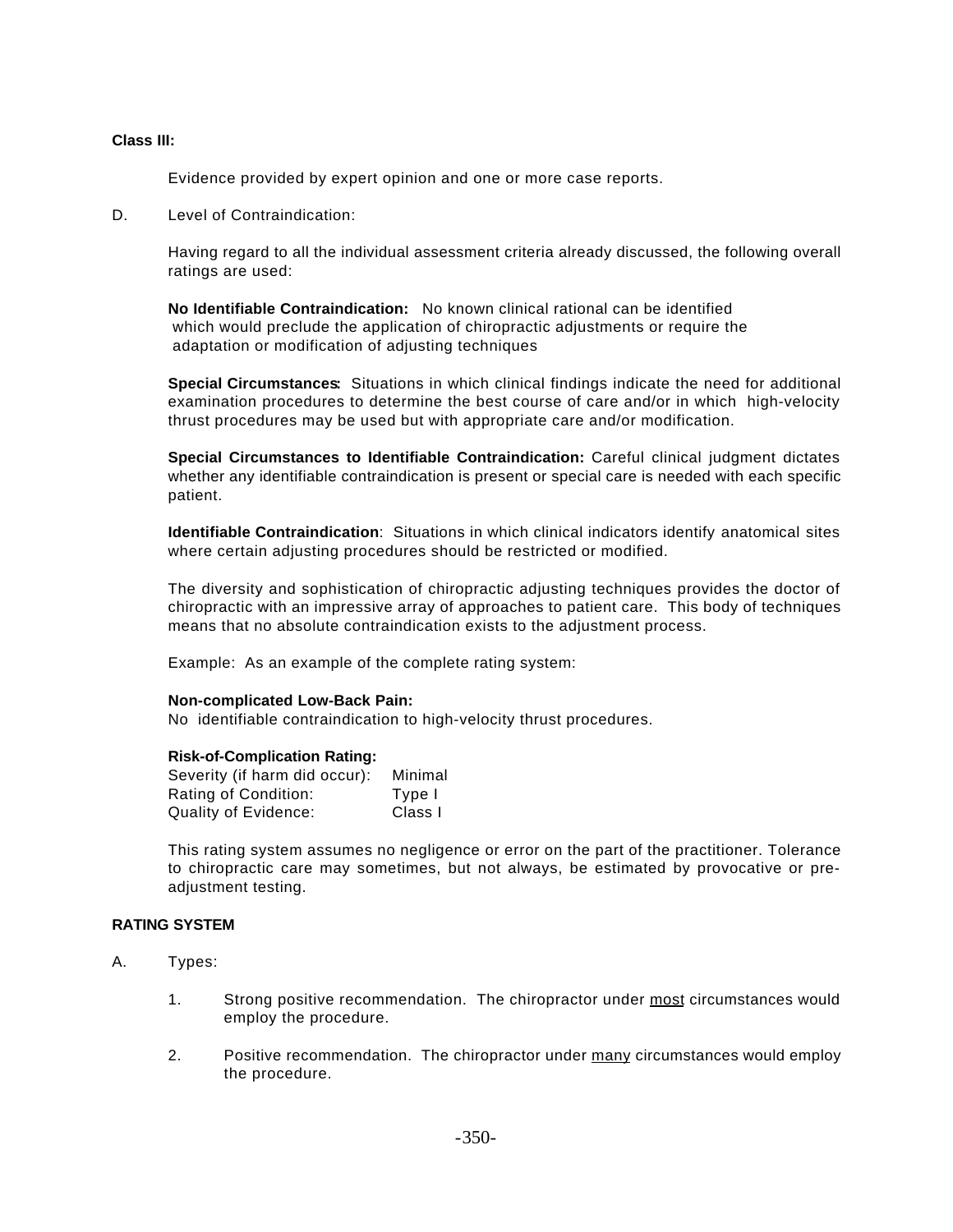**Class III:**

Evidence provided by expert opinion and one or more case reports.

D. Level of Contraindication:

Having regard to all the individual assessment criteria already discussed, the following overall ratings are used:

**No Identifiable Contraindication:** No known clinical rational can be identified which would preclude the application of chiropractic adjustments or require the adaptation or modification of adjusting techniques

**Special Circumstances:** Situations in which clinical findings indicate the need for additional examination procedures to determine the best course of care and/or in which high-velocity thrust procedures may be used but with appropriate care and/or modification.

**Special Circumstances to Identifiable Contraindication:** Careful clinical judgment dictates whether any identifiable contraindication is present or special care is needed with each specific patient.

**Identifiable Contraindication**: Situations in which clinical indicators identify anatomical sites where certain adjusting procedures should be restricted or modified.

The diversity and sophistication of chiropractic adjusting techniques provides the doctor of chiropractic with an impressive array of approaches to patient care. This body of techniques means that no absolute contraindication exists to the adjustment process.

Example: As an example of the complete rating system:

**Non-complicated Low-Back Pain:**
No identifiable contraindication to high-velocity thrust procedures.

**Risk-of-Complication Rating:**

| | |
|---|---|
| Severity (if harm did occur): | Minimal |
| Rating of Condition: | Type I |
| Quality of Evidence: | Class I |

This rating system assumes no negligence or error on the part of the practitioner. Tolerance to chiropractic care may sometimes, but not always, be estimated by provocative or pre-adjustment testing.

**RATING SYSTEM**

A. Types:

1. Strong positive recommendation. The chiropractor under <u>most</u> circumstances would employ the procedure.

2. Positive recommendation. The chiropractor under <u>many</u> circumstances would employ the procedure.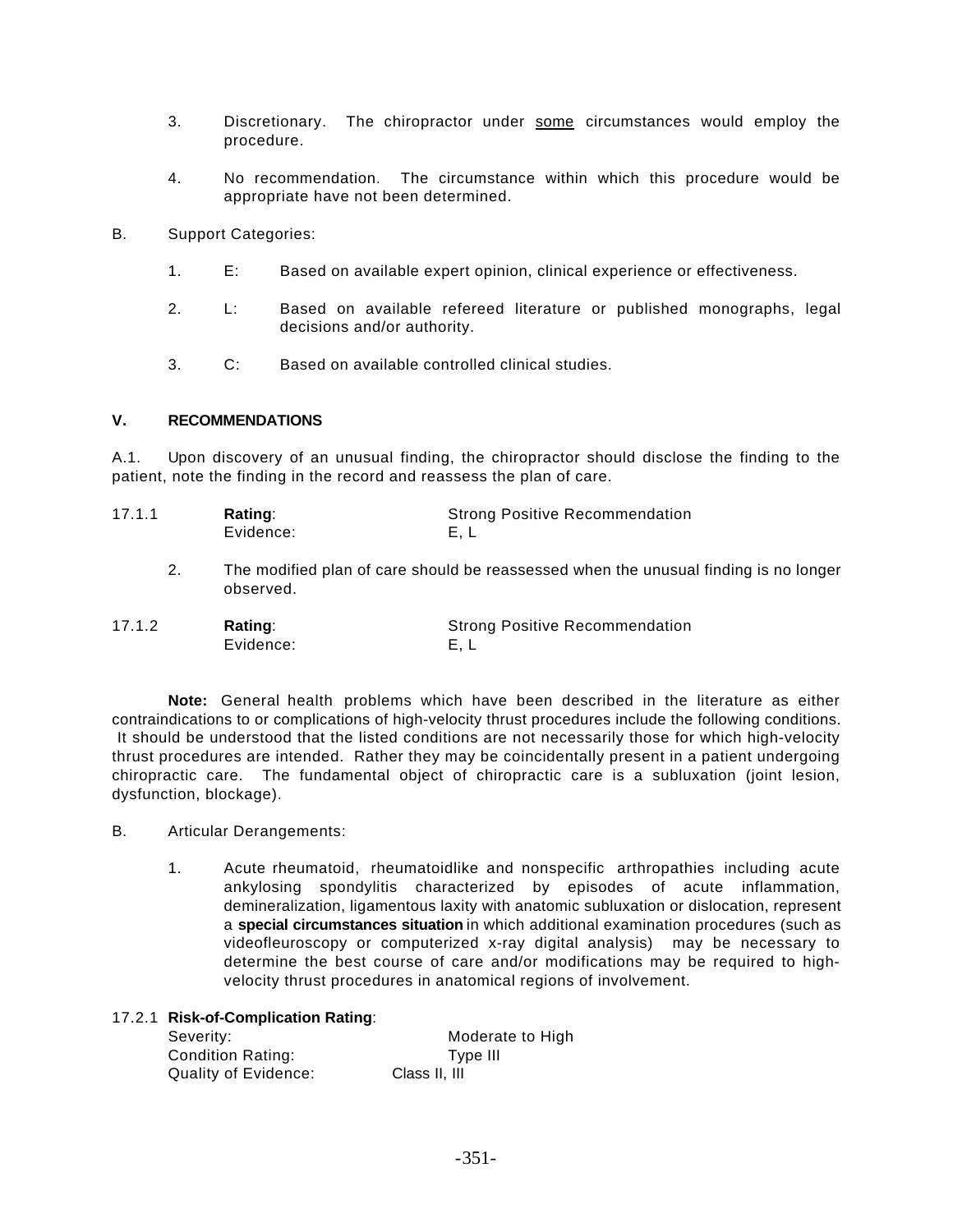3. Discretionary. The chiropractor under <u>some</u> circumstances would employ the procedure.

4. No recommendation. The circumstance within which this procedure would be appropriate have not been determined.

B. Support Categories:

1. E: Based on available expert opinion, clinical experience or effectiveness.

2. L: Based on available refereed literature or published monographs, legal decisions and/or authority.

3. C: Based on available controlled clinical studies.

## V. RECOMMENDATIONS

A.1. Upon discovery of an unusual finding, the chiropractor should disclose the finding to the patient, note the finding in the record and reassess the plan of care.

17.1.1 **Rating**: Strong Positive Recommendation
Evidence: E, L

2. The modified plan of care should be reassessed when the unusual finding is no longer observed.

17.1.2 **Rating**: Strong Positive Recommendation
Evidence: E, L

**Note:** General health problems which have been described in the literature as either contraindications to or complications of high-velocity thrust procedures include the following conditions. It should be understood that the listed conditions are not necessarily those for which high-velocity thrust procedures are intended. Rather they may be coincidentally present in a patient undergoing chiropractic care. The fundamental object of chiropractic care is a subluxation (joint lesion, dysfunction, blockage).

B. Articular Derangements:

1. Acute rheumatoid, rheumatoidlike and nonspecific arthropathies including acute ankylosing spondylitis characterized by episodes of acute inflammation, demineralization, ligamentous laxity with anatomic subluxation or dislocation, represent a **special circumstances situation** in which additional examination procedures (such as videofleuroscopy or computerized x-ray digital analysis) may be necessary to determine the best course of care and/or modifications may be required to high-velocity thrust procedures in anatomical regions of involvement.

17.2.1 **Risk-of-Complication Rating**:
Severity: Moderate to High
Condition Rating: Type III
Quality of Evidence: Class II, III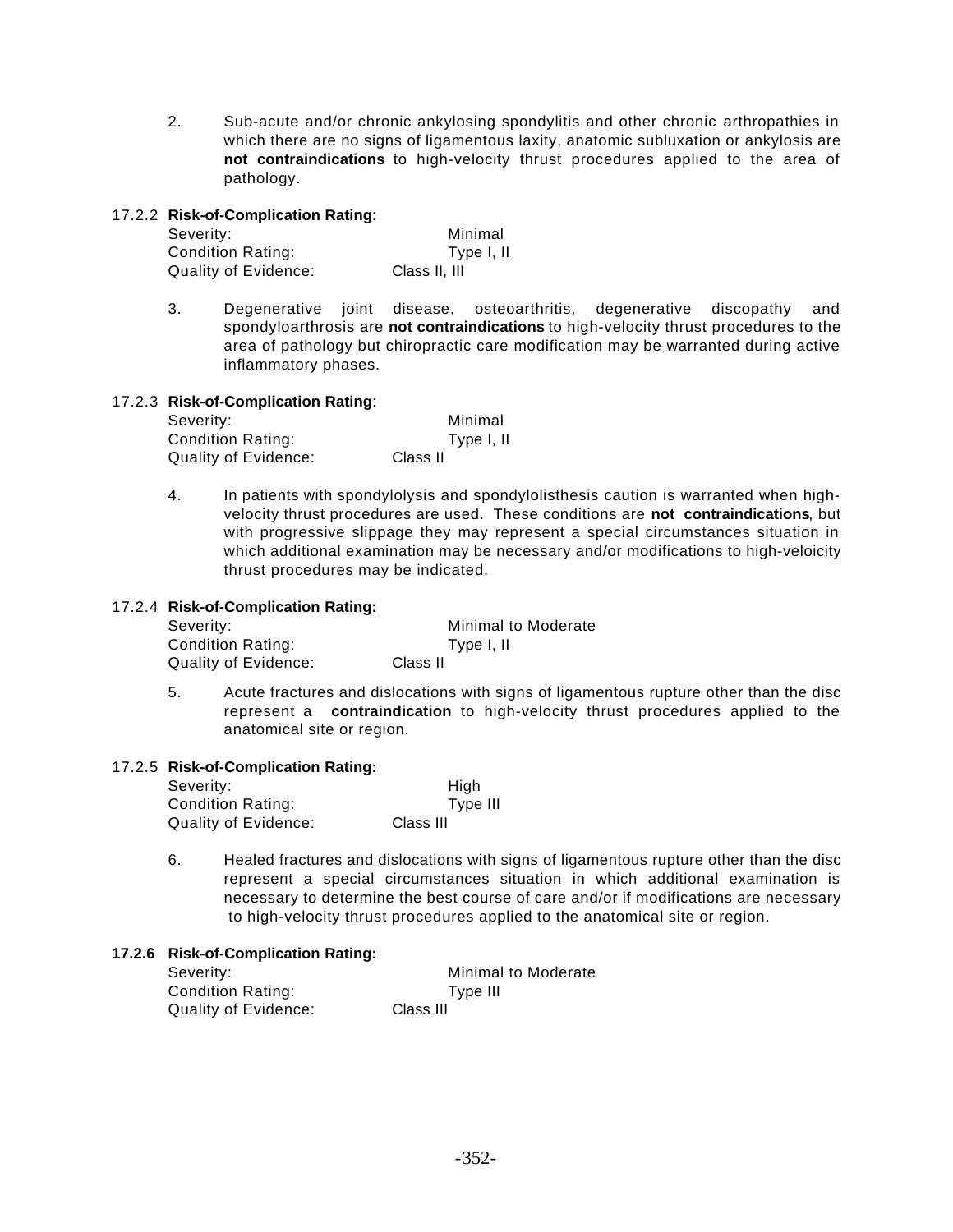2. Sub-acute and/or chronic ankylosing spondylitis and other chronic arthropathies in which there are no signs of ligamentous laxity, anatomic subluxation or ankylosis are **not contraindications** to high-velocity thrust procedures applied to the area of pathology.

17.2.2 **Risk-of-Complication Rating**:

Severity: Minimal
Condition Rating: Type I, II
Quality of Evidence: Class II, III

3. Degenerative joint disease, osteoarthritis, degenerative discopathy and spondyloarthrosis are **not contraindications** to high-velocity thrust procedures to the area of pathology but chiropractic care modification may be warranted during active inflammatory phases.

17.2.3 **Risk-of-Complication Rating**:

Severity: Minimal
Condition Rating: Type I, II
Quality of Evidence: Class II

4. In patients with spondylolysis and spondylolisthesis caution is warranted when high-velocity thrust procedures are used. These conditions are **not contraindications**, but with progressive slippage they may represent a special circumstances situation in which additional examination may be necessary and/or modifications to high-veloicity thrust procedures may be indicated.

17.2.4 **Risk-of-Complication Rating:**

Severity: Minimal to Moderate
Condition Rating: Type I, II
Quality of Evidence: Class II

5. Acute fractures and dislocations with signs of ligamentous rupture other than the disc represent a **contraindication** to high-velocity thrust procedures applied to the anatomical site or region.

17.2.5 **Risk-of-Complication Rating:**

Severity: High
Condition Rating: Type III
Quality of Evidence: Class III

6. Healed fractures and dislocations with signs of ligamentous rupture other than the disc represent a special circumstances situation in which additional examination is necessary to determine the best course of care and/or if modifications are necessary to high-velocity thrust procedures applied to the anatomical site or region.

**17.2.6 Risk-of-Complication Rating:**

Severity: Minimal to Moderate
Condition Rating: Type III
Quality of Evidence: Class III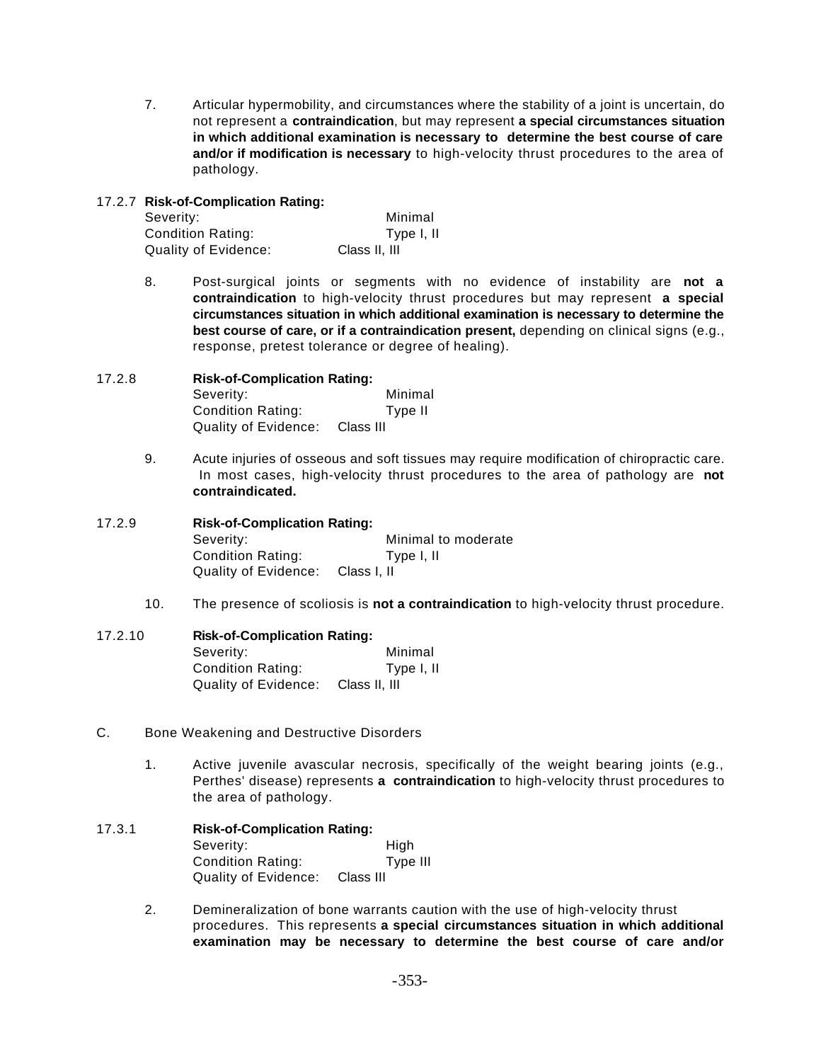7. Articular hypermobility, and circumstances where the stability of a joint is uncertain, do not represent a **contraindication**, but may represent **a special circumstances situation in which additional examination is necessary to determine the best course of care and/or if modification is necessary** to high-velocity thrust procedures to the area of pathology.

17.2.7 **Risk-of-Complication Rating:**

Severity: Minimal
Condition Rating: Type I, II
Quality of Evidence: Class II, III

8. Post-surgical joints or segments with no evidence of instability are **not a contraindication** to high-velocity thrust procedures but may represent **a special circumstances situation in which additional examination is necessary to determine the best course of care, or if a contraindication present,** depending on clinical signs (e.g., response, pretest tolerance or degree of healing).

17.2.8 **Risk-of-Complication Rating:**

Severity: Minimal
Condition Rating: Type II
Quality of Evidence: Class III

9. Acute injuries of osseous and soft tissues may require modification of chiropractic care. In most cases, high-velocity thrust procedures to the area of pathology are **not contraindicated.**

17.2.9 **Risk-of-Complication Rating:**

Severity: Minimal to moderate
Condition Rating: Type I, II
Quality of Evidence: Class I, II

10. The presence of scoliosis is **not a contraindication** to high-velocity thrust procedure.

17.2.10 **Risk-of-Complication Rating:**

Severity: Minimal
Condition Rating: Type I, II
Quality of Evidence: Class II, III

C. Bone Weakening and Destructive Disorders

1. Active juvenile avascular necrosis, specifically of the weight bearing joints (e.g., Perthes' disease) represents **a contraindication** to high-velocity thrust procedures to the area of pathology.

17.3.1 **Risk-of-Complication Rating:**

Severity: High
Condition Rating: Type III
Quality of Evidence: Class III

2. Demineralization of bone warrants caution with the use of high-velocity thrust procedures. This represents **a special circumstances situation in which additional examination may be necessary to determine the best course of care and/or**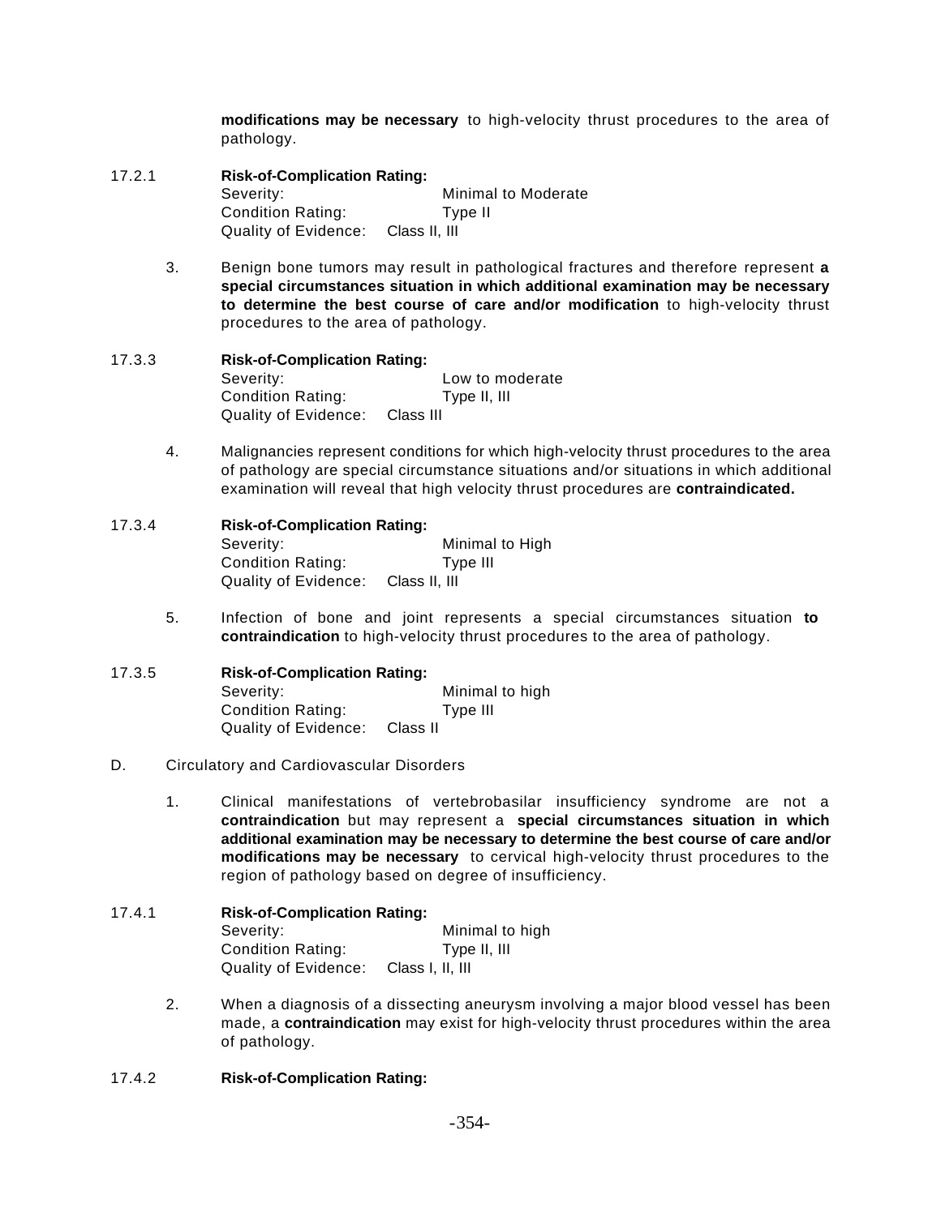**modifications may be necessary** to high-velocity thrust procedures to the area of pathology.

17.2.1 **Risk-of-Complication Rating:**
Severity: Minimal to Moderate
Condition Rating: Type II
Quality of Evidence: Class II, III

3. Benign bone tumors may result in pathological fractures and therefore represent **a special circumstances situation in which additional examination may be necessary to determine the best course of care and/or modification** to high-velocity thrust procedures to the area of pathology.

17.3.3 **Risk-of-Complication Rating:**
Severity: Low to moderate
Condition Rating: Type II, III
Quality of Evidence: Class III

4. Malignancies represent conditions for which high-velocity thrust procedures to the area of pathology are special circumstance situations and/or situations in which additional examination will reveal that high velocity thrust procedures are **contraindicated.**

17.3.4 **Risk-of-Complication Rating:**
Severity: Minimal to High
Condition Rating: Type III
Quality of Evidence: Class II, III

5. Infection of bone and joint represents a special circumstances situation **to contraindication** to high-velocity thrust procedures to the area of pathology.

17.3.5 **Risk-of-Complication Rating:**
Severity: Minimal to high
Condition Rating: Type III
Quality of Evidence: Class II

D. Circulatory and Cardiovascular Disorders

1. Clinical manifestations of vertebrobasilar insufficiency syndrome are not a **contraindication** but may represent a **special circumstances situation in which additional examination may be necessary to determine the best course of care and/or modifications may be necessary** to cervical high-velocity thrust procedures to the region of pathology based on degree of insufficiency.

17.4.1 **Risk-of-Complication Rating:**
Severity: Minimal to high
Condition Rating: Type II, III
Quality of Evidence: Class I, II, III

2. When a diagnosis of a dissecting aneurysm involving a major blood vessel has been made, a **contraindication** may exist for high-velocity thrust procedures within the area of pathology.

17.4.2 **Risk-of-Complication Rating:**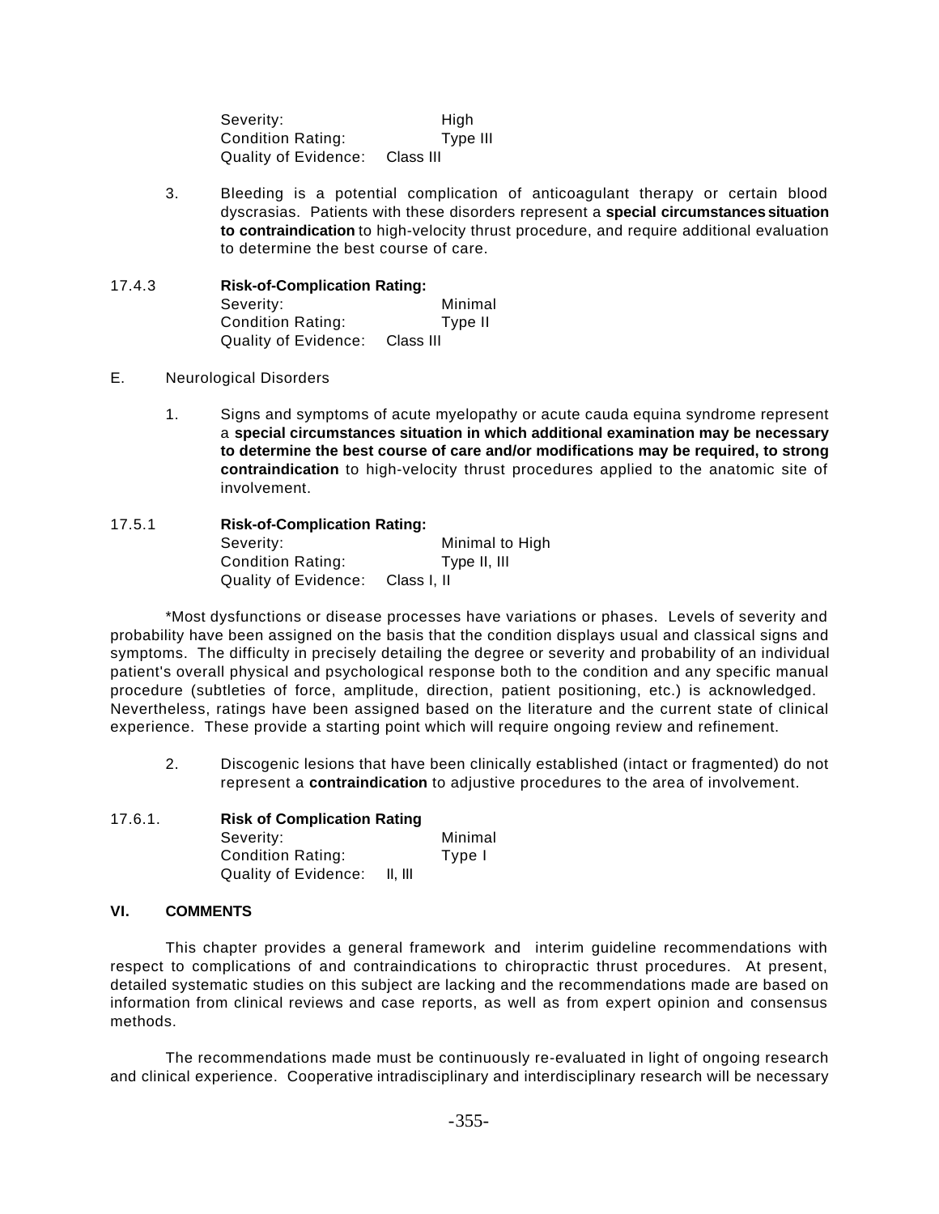Severity: High
Condition Rating: Type III
Quality of Evidence: Class III

3. Bleeding is a potential complication of anticoagulant therapy or certain blood dyscrasias. Patients with these disorders represent a **special circumstances situation to contraindication** to high-velocity thrust procedure, and require additional evaluation to determine the best course of care.

17.4.3 **Risk-of-Complication Rating:**
Severity: Minimal
Condition Rating: Type II
Quality of Evidence: Class III

E. Neurological Disorders

1. Signs and symptoms of acute myelopathy or acute cauda equina syndrome represent a **special circumstances situation in which additional examination may be necessary to determine the best course of care and/or modifications may be required, to strong contraindication** to high-velocity thrust procedures applied to the anatomic site of involvement.

17.5.1 **Risk-of-Complication Rating:**
Severity: Minimal to High
Condition Rating: Type II, III
Quality of Evidence: Class I, II

*Most dysfunctions or disease processes have variations or phases. Levels of severity and probability have been assigned on the basis that the condition displays usual and classical signs and symptoms. The difficulty in precisely detailing the degree or severity and probability of an individual patient's overall physical and psychological response both to the condition and any specific manual procedure (subtleties of force, amplitude, direction, patient positioning, etc.) is acknowledged. Nevertheless, ratings have been assigned based on the literature and the current state of clinical experience. These provide a starting point which will require ongoing review and refinement.

2. Discogenic lesions that have been clinically established (intact or fragmented) do not represent a **contraindication** to adjustive procedures to the area of involvement.

17.6.1. **Risk of Complication Rating**
Severity: Minimal
Condition Rating: Type I
Quality of Evidence: II, III

## VI. COMMENTS

This chapter provides a general framework and interim guideline recommendations with respect to complications of and contraindications to chiropractic thrust procedures. At present, detailed systematic studies on this subject are lacking and the recommendations made are based on information from clinical reviews and case reports, as well as from expert opinion and consensus methods.

The recommendations made must be continuously re-evaluated in light of ongoing research and clinical experience. Cooperative intradisciplinary and interdisciplinary research will be necessary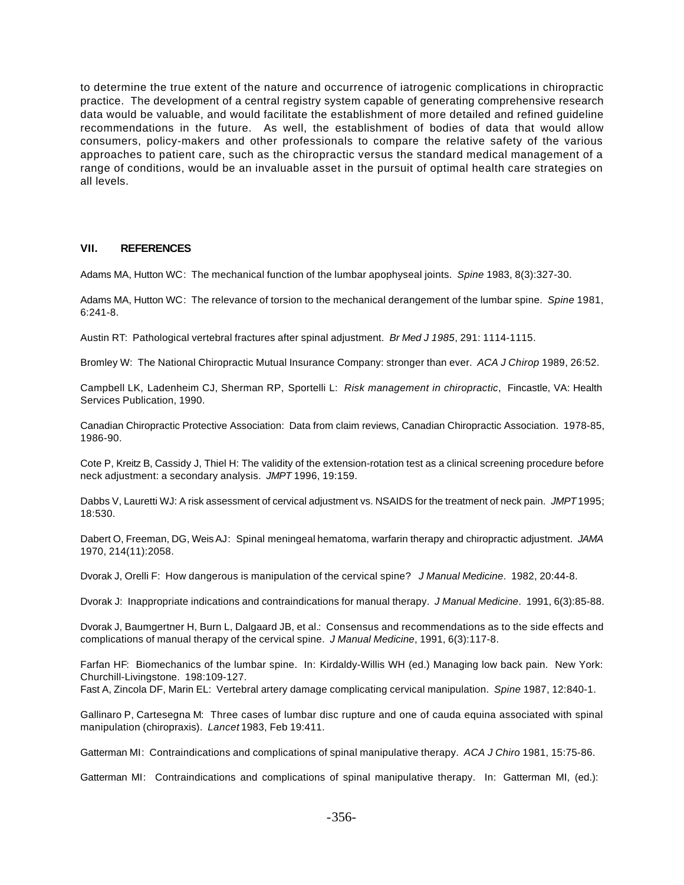to determine the true extent of the nature and occurrence of iatrogenic complications in chiropractic practice. The development of a central registry system capable of generating comprehensive research data would be valuable, and would facilitate the establishment of more detailed and refined guideline recommendations in the future. As well, the establishment of bodies of data that would allow consumers, policy-makers and other professionals to compare the relative safety of the various approaches to patient care, such as the chiropractic versus the standard medical management of a range of conditions, would be an invaluable asset in the pursuit of optimal health care strategies on all levels.

## VII. REFERENCES

Adams MA, Hutton WC: The mechanical function of the lumbar apophyseal joints. *Spine* 1983, 8(3):327-30.

Adams MA, Hutton WC: The relevance of torsion to the mechanical derangement of the lumbar spine. *Spine* 1981, 6:241-8.

Austin RT: Pathological vertebral fractures after spinal adjustment. *Br Med J 1985*, 291: 1114-1115.

Bromley W: The National Chiropractic Mutual Insurance Company: stronger than ever. *ACA J Chirop* 1989, 26:52.

Campbell LK, Ladenheim CJ, Sherman RP, Sportelli L: *Risk management in chiropractic*, Fincastle, VA: Health Services Publication, 1990.

Canadian Chiropractic Protective Association: Data from claim reviews, Canadian Chiropractic Association. 1978-85, 1986-90.

Cote P, Kreitz B, Cassidy J, Thiel H: The validity of the extension-rotation test as a clinical screening procedure before neck adjustment: a secondary analysis. *JMPT* 1996, 19:159.

Dabbs V, Lauretti WJ: A risk assessment of cervical adjustment vs. NSAIDS for the treatment of neck pain. *JMPT* 1995; 18:530.

Dabert O, Freeman, DG, Weis AJ: Spinal meningeal hematoma, warfarin therapy and chiropractic adjustment. *JAMA* 1970, 214(11):2058.

Dvorak J, Orelli F: How dangerous is manipulation of the cervical spine? *J Manual Medicine*. 1982, 20:44-8.

Dvorak J: Inappropriate indications and contraindications for manual therapy. *J Manual Medicine*. 1991, 6(3):85-88.

Dvorak J, Baumgertner H, Burn L, Dalgaard JB, et al.: Consensus and recommendations as to the side effects and complications of manual therapy of the cervical spine. *J Manual Medicine*, 1991, 6(3):117-8.

Farfan HF: Biomechanics of the lumbar spine. In: Kirdaldy-Willis WH (ed.) Managing low back pain. New York: Churchill-Livingstone. 198:109-127.

Fast A, Zincola DF, Marin EL: Vertebral artery damage complicating cervical manipulation. *Spine* 1987, 12:840-1.

Gallinaro P, Cartesegna M: Three cases of lumbar disc rupture and one of cauda equina associated with spinal manipulation (chiropraxis). *Lancet* 1983, Feb 19:411.

Gatterman MI: Contraindications and complications of spinal manipulative therapy. *ACA J Chiro* 1981, 15:75-86.

Gatterman MI: Contraindications and complications of spinal manipulative therapy. In: Gatterman MI, (ed.):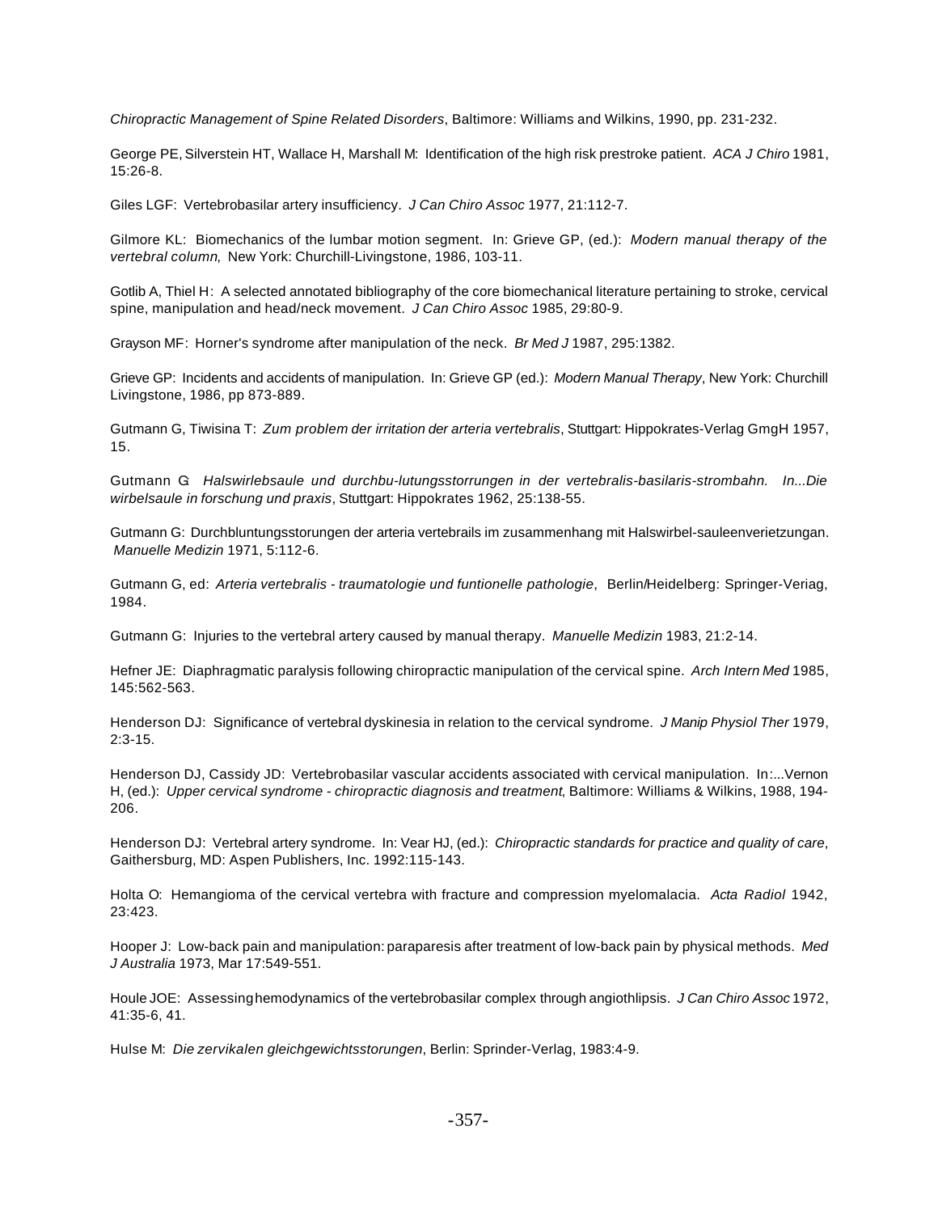*Chiropractic Management of Spine Related Disorders*, Baltimore: Williams and Wilkins, 1990, pp. 231-232.

George PE, Silverstein HT, Wallace H, Marshall M: Identification of the high risk prestroke patient. *ACA J Chiro* 1981, 15:26-8.

Giles LGF: Vertebrobasilar artery insufficiency. *J Can Chiro Assoc* 1977, 21:112-7.

Gilmore KL: Biomechanics of the lumbar motion segment. In: Grieve GP, (ed.): *Modern manual therapy of the vertebral column*, New York: Churchill-Livingstone, 1986, 103-11.

Gotlib A, Thiel H: A selected annotated bibliography of the core biomechanical literature pertaining to stroke, cervical spine, manipulation and head/neck movement. *J Can Chiro Assoc* 1985, 29:80-9.

Grayson MF: Horner's syndrome after manipulation of the neck. *Br Med J* 1987, 295:1382.

Grieve GP: Incidents and accidents of manipulation. In: Grieve GP (ed.): *Modern Manual Therapy*, New York: Churchill Livingstone, 1986, pp 873-889.

Gutmann G, Tiwisina T: *Zum problem der irritation der arteria vertebralis*, Stuttgart: Hippokrates-Verlag GmgH 1957, 15.

Gutmann G: *Halswirlebsaule und durchbu-lutungsstorrungen in der vertebralis-basilaris-strombahn. In...Die wirbelsaule in forschung und praxis*, Stuttgart: Hippokrates 1962, 25:138-55.

Gutmann G: Durchbluntungsstorungen der arteria vertebrails im zusammenhang mit Halswirbel-sauleenverietzungan. *Manuelle Medizin* 1971, 5:112-6.

Gutmann G, ed: *Arteria vertebralis - traumatologie und funtionelle pathologie*, Berlin/Heidelberg: Springer-Veriag, 1984.

Gutmann G: Injuries to the vertebral artery caused by manual therapy. *Manuelle Medizin* 1983, 21:2-14.

Hefner JE: Diaphragmatic paralysis following chiropractic manipulation of the cervical spine. *Arch Intern Med* 1985, 145:562-563.

Henderson DJ: Significance of vertebral dyskinesia in relation to the cervical syndrome. *J Manip Physiol Ther* 1979, 2:3-15.

Henderson DJ, Cassidy JD: Vertebrobasilar vascular accidents associated with cervical manipulation. In:...Vernon H, (ed.): *Upper cervical syndrome - chiropractic diagnosis and treatment*, Baltimore: Williams & Wilkins, 1988, 194-206.

Henderson DJ: Vertebral artery syndrome. In: Vear HJ, (ed.): *Chiropractic standards for practice and quality of care*, Gaithersburg, MD: Aspen Publishers, Inc. 1992:115-143.

Holta O: Hemangioma of the cervical vertebra with fracture and compression myelomalacia. *Acta Radiol* 1942, 23:423.

Hooper J: Low-back pain and manipulation: paraparesis after treatment of low-back pain by physical methods. *Med J Australia* 1973, Mar 17:549-551.

Houle JOE: Assessing hemodynamics of the vertebrobasilar complex through angiothlipsis. *J Can Chiro Assoc* 1972, 41:35-6, 41.

Hulse M: *Die zervikalen gleichgewichtsstorungen*, Berlin: Sprinder-Verlag, 1983:4-9.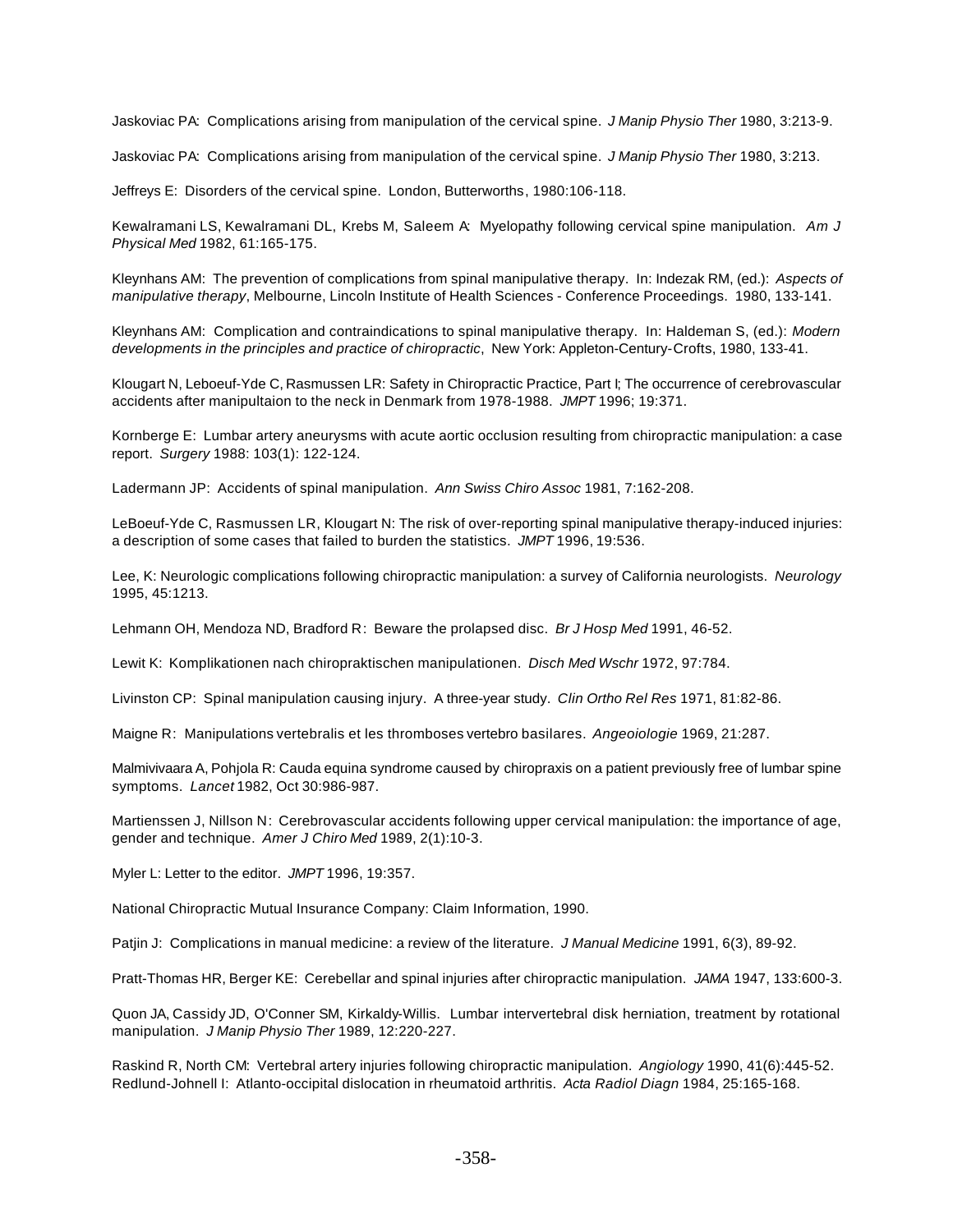Jaskoviac PA: Complications arising from manipulation of the cervical spine. *J Manip Physio Ther* 1980, 3:213-9.

Jaskoviac PA: Complications arising from manipulation of the cervical spine. *J Manip Physio Ther* 1980, 3:213.

Jeffreys E: Disorders of the cervical spine. London, Butterworths, 1980:106-118.

Kewalramani LS, Kewalramani DL, Krebs M, Saleem A: Myelopathy following cervical spine manipulation. *Am J Physical Med* 1982, 61:165-175.

Kleynhans AM: The prevention of complications from spinal manipulative therapy. In: Indezak RM, (ed.): *Aspects of manipulative therapy*, Melbourne, Lincoln Institute of Health Sciences - Conference Proceedings. 1980, 133-141.

Kleynhans AM: Complication and contraindications to spinal manipulative therapy. In: Haldeman S, (ed.): *Modern developments in the principles and practice of chiropractic*, New York: Appleton-Century-Crofts, 1980, 133-41.

Klougart N, Leboeuf-Yde C, Rasmussen LR: Safety in Chiropractic Practice, Part I; The occurrence of cerebrovascular accidents after manipultaion to the neck in Denmark from 1978-1988. *JMPT* 1996; 19:371.

Kornberge E: Lumbar artery aneurysms with acute aortic occlusion resulting from chiropractic manipulation: a case report. *Surgery* 1988: 103(1): 122-124.

Ladermann JP: Accidents of spinal manipulation. *Ann Swiss Chiro Assoc* 1981, 7:162-208.

LeBoeuf-Yde C, Rasmussen LR, Klougart N: The risk of over-reporting spinal manipulative therapy-induced injuries: a description of some cases that failed to burden the statistics. *JMPT* 1996, 19:536.

Lee, K: Neurologic complications following chiropractic manipulation: a survey of California neurologists. *Neurology* 1995, 45:1213.

Lehmann OH, Mendoza ND, Bradford R: Beware the prolapsed disc. *Br J Hosp Med* 1991, 46-52.

Lewit K: Komplikationen nach chiropraktischen manipulationen. *Disch Med Wschr* 1972, 97:784.

Livinston CP: Spinal manipulation causing injury. A three-year study. *Clin Ortho Rel Res* 1971, 81:82-86.

Maigne R: Manipulations vertebralis et les thromboses vertebro basilares. *Angeoiologie* 1969, 21:287.

Malmivivaara A, Pohjola R: Cauda equina syndrome caused by chiropraxis on a patient previously free of lumbar spine symptoms. *Lancet* 1982, Oct 30:986-987.

Martienssen J, Nillson N: Cerebrovascular accidents following upper cervical manipulation: the importance of age, gender and technique. *Amer J Chiro Med* 1989, 2(1):10-3.

Myler L: Letter to the editor. *JMPT* 1996, 19:357.

National Chiropractic Mutual Insurance Company: Claim Information, 1990.

Patjin J: Complications in manual medicine: a review of the literature. *J Manual Medicine* 1991, 6(3), 89-92.

Pratt-Thomas HR, Berger KE: Cerebellar and spinal injuries after chiropractic manipulation. *JAMA* 1947, 133:600-3.

Quon JA, Cassidy JD, O'Conner SM, Kirkaldy-Willis. Lumbar intervertebral disk herniation, treatment by rotational manipulation. *J Manip Physio Ther* 1989, 12:220-227.

Raskind R, North CM: Vertebral artery injuries following chiropractic manipulation. *Angiology* 1990, 41(6):445-52.

Redlund-Johnell I: Atlanto-occipital dislocation in rheumatoid arthritis. *Acta Radiol Diagn* 1984, 25:165-168.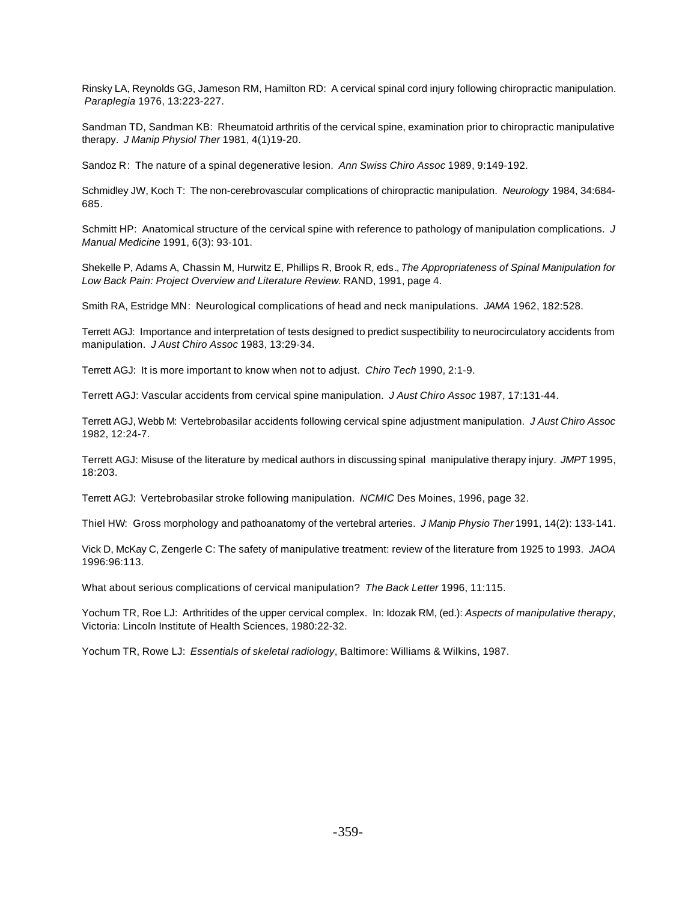Rinsky LA, Reynolds GG, Jameson RM, Hamilton RD: A cervical spinal cord injury following chiropractic manipulation. *Paraplegia* 1976, 13:223-227.

Sandman TD, Sandman KB: Rheumatoid arthritis of the cervical spine, examination prior to chiropractic manipulative therapy. *J Manip Physiol Ther* 1981, 4(1)19-20.

Sandoz R: The nature of a spinal degenerative lesion. *Ann Swiss Chiro Assoc* 1989, 9:149-192.

Schmidley JW, Koch T: The non-cerebrovascular complications of chiropractic manipulation. *Neurology* 1984, 34:684-685.

Schmitt HP: Anatomical structure of the cervical spine with reference to pathology of manipulation complications. *J Manual Medicine* 1991, 6(3): 93-101.

Shekelle P, Adams A, Chassin M, Hurwitz E, Phillips R, Brook R, eds., *The Appropriateness of Spinal Manipulation for Low Back Pain: Project Overview and Literature Review.* RAND, 1991, page 4.

Smith RA, Estridge MN: Neurological complications of head and neck manipulations. *JAMA* 1962, 182:528.

Terrett AGJ: Importance and interpretation of tests designed to predict suspectibility to neurocirculatory accidents from manipulation. *J Aust Chiro Assoc* 1983, 13:29-34.

Terrett AGJ: It is more important to know when not to adjust. *Chiro Tech* 1990, 2:1-9.

Terrett AGJ: Vascular accidents from cervical spine manipulation. *J Aust Chiro Assoc* 1987, 17:131-44.

Terrett AGJ, Webb M: Vertebrobasilar accidents following cervical spine adjustment manipulation. *J Aust Chiro Assoc* 1982, 12:24-7.

Terrett AGJ: Misuse of the literature by medical authors in discussing spinal manipulative therapy injury. *JMPT* 1995, 18:203.

Terrett AGJ: Vertebrobasilar stroke following manipulation. *NCMIC* Des Moines, 1996, page 32.

Thiel HW: Gross morphology and pathoanatomy of the vertebral arteries. *J Manip Physio Ther* 1991, 14(2): 133-141.

Vick D, McKay C, Zengerle C: The safety of manipulative treatment: review of the literature from 1925 to 1993. *JAOA* 1996:96:113.

What about serious complications of cervical manipulation? *The Back Letter* 1996, 11:115.

Yochum TR, Roe LJ: Arthritides of the upper cervical complex. In: Idozak RM, (ed.): *Aspects of manipulative therapy*, Victoria: Lincoln Institute of Health Sciences, 1980:22-32.

Yochum TR, Rowe LJ: *Essentials of skeletal radiology*, Baltimore: Williams & Wilkins, 1987.